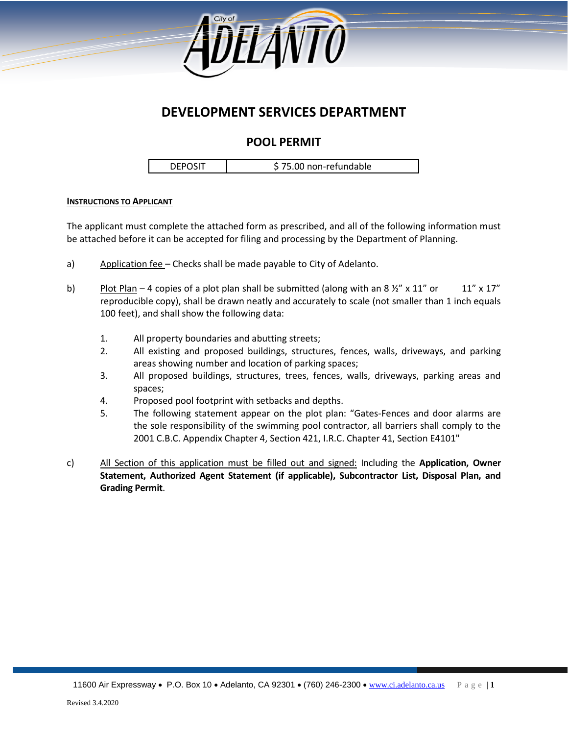City of ADELANTO

# DEVELOPMENT SERVICES DEPARTMENT

## POOL PERMIT

| DEPOSIT | $ 75.00 non-refundable |
|---|---|

**INSTRUCTIONS TO APPLICANT**

The applicant must complete the attached form as prescribed, and all of the following information must be attached before it can be accepted for filing and processing by the Department of Planning.

a) Application fee – Checks shall be made payable to City of Adelanto.

b) Plot Plan – 4 copies of a plot plan shall be submitted (along with an 8 ½" x 11" or 11" x 17" reproducible copy), shall be drawn neatly and accurately to scale (not smaller than 1 inch equals 100 feet), and shall show the following data:

1. All property boundaries and abutting streets;
2. All existing and proposed buildings, structures, fences, walls, driveways, and parking areas showing number and location of parking spaces;
3. All proposed buildings, structures, trees, fences, walls, driveways, parking areas and spaces;
4. Proposed pool footprint with setbacks and depths.
5. The following statement appear on the plot plan: "Gates-Fences and door alarms are the sole responsibility of the swimming pool contractor, all barriers shall comply to the 2001 C.B.C. Appendix Chapter 4, Section 421, I.R.C. Chapter 41, Section E4101"

c) All Section of this application must be filled out and signed: Including the **Application, Owner Statement, Authorized Agent Statement (if applicable), Subcontractor List, Disposal Plan, and Grading Permit**.

11600 Air Expressway • P.O. Box 10 • Adelanto, CA 92301 • (760) 246-2300 • www.ci.adelanto.ca.us

Revised 3.4.2020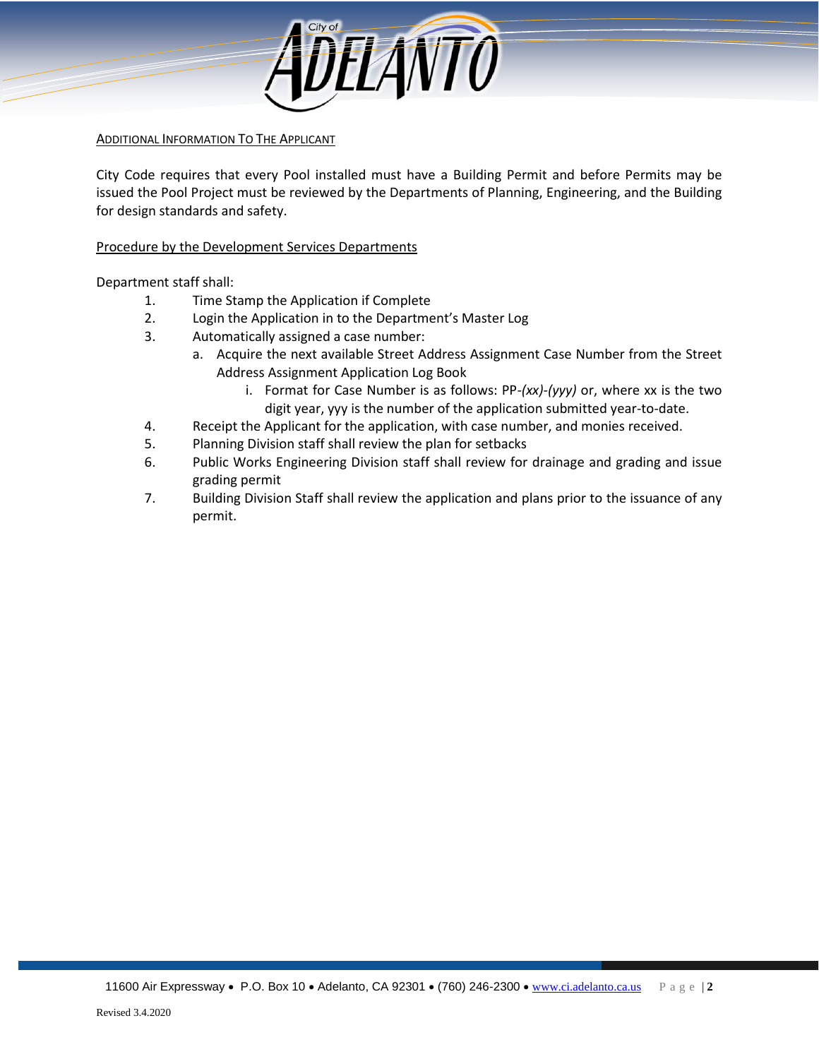ADDITIONAL INFORMATION TO THE APPLICANT

City Code requires that every Pool installed must have a Building Permit and before Permits may be issued the Pool Project must be reviewed by the Departments of Planning, Engineering, and the Building for design standards and safety.

Procedure by the Development Services Departments

Department staff shall:

1. Time Stamp the Application if Complete
2. Login the Application in to the Department's Master Log
3. Automatically assigned a case number:
   a. Acquire the next available Street Address Assignment Case Number from the Street Address Assignment Application Log Book
      i. Format for Case Number is as follows: PP-*(xx)-(yyy)* or, where xx is the two digit year, yyy is the number of the application submitted year-to-date.
4. Receipt the Applicant for the application, with case number, and monies received.
5. Planning Division staff shall review the plan for setbacks
6. Public Works Engineering Division staff shall review for drainage and grading and issue grading permit
7. Building Division Staff shall review the application and plans prior to the issuance of any permit.

Revised 3.4.2020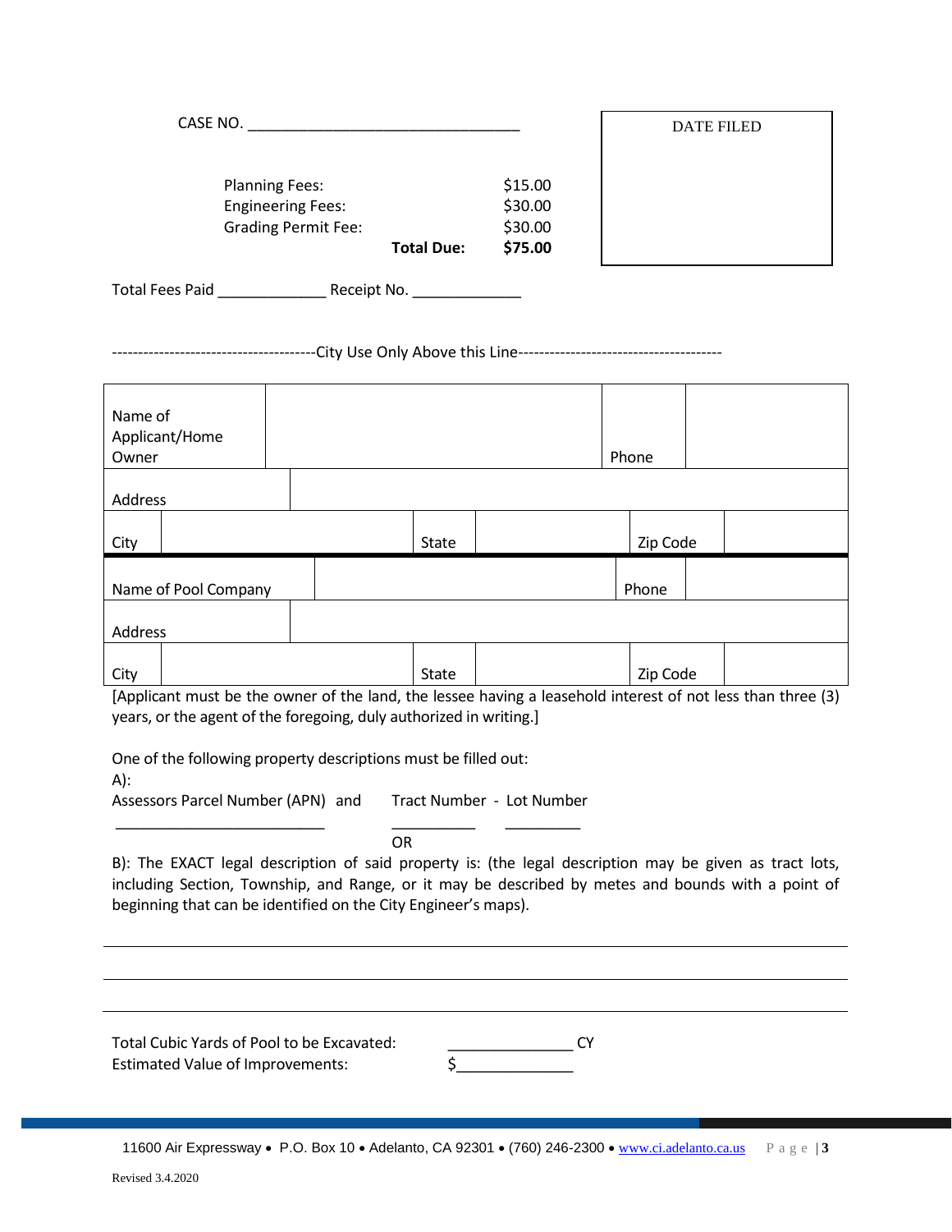CASE NO. ________________________________

| DATE FILED |
|---|
| |

| | | |
|---|---|---|
| Planning Fees: | | $15.00 |
| Engineering Fees: | | $30.00 |
| Grading Permit Fee: | | $30.00 |
| | **Total Due:** | **$75.00** |

Total Fees Paid _____________ Receipt No. _____________

--------------------------------------City Use Only Above this Line--------------------------------------

| | | | | | |
|---|---|---|---|---|---|
| Name of Applicant/Home Owner | | | | Phone | |
| Address | | | | | |
| City | | State | | Zip Code | |
| Name of Pool Company | | | | Phone | |
| Address | | | | | |
| City | | State | | Zip Code | |

[Applicant must be the owner of the land, the lessee having a leasehold interest of not less than three (3) years, or the agent of the foregoing, duly authorized in writing.]

One of the following property descriptions must be filled out:

A):

Assessors Parcel Number (APN) and     Tract Number - Lot Number

_________________________     __________ - _________

OR

B): The EXACT legal description of said property is: (the legal description may be given as tract lots, including Section, Township, and Range, or it may be described by metes and bounds with a point of beginning that can be identified on the City Engineer's maps).

______________________________________________________________________________

______________________________________________________________________________

______________________________________________________________________________

Total Cubic Yards of Pool to be Excavated: _______________ CY

Estimated Value of Improvements: $______________

11600 Air Expressway • P.O. Box 10 • Adelanto, CA 92301 • (760) 246-2300 • www.ci.adelanto.ca.us

Revised 3.4.2020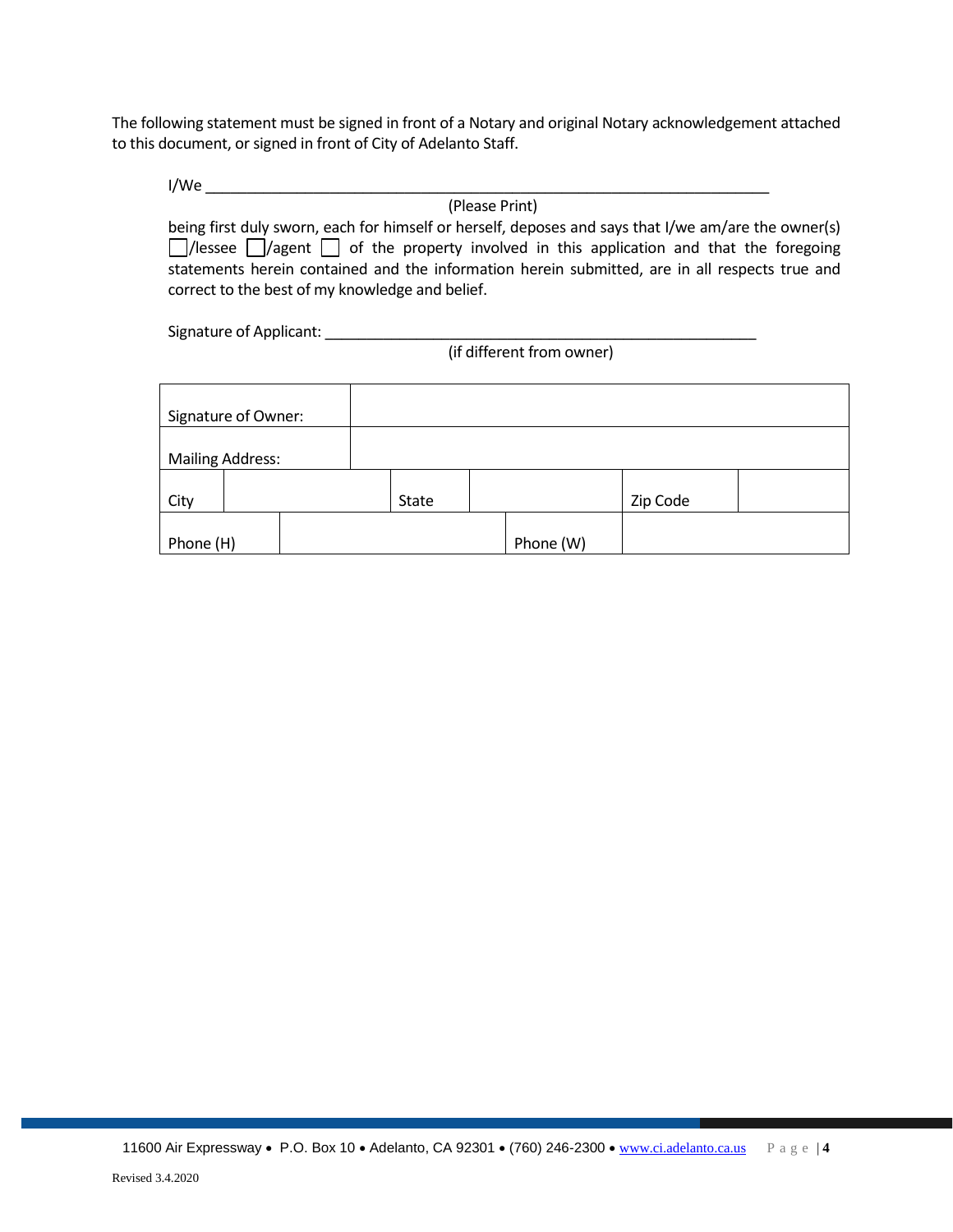The following statement must be signed in front of a Notary and original Notary acknowledgement attached to this document, or signed in front of City of Adelanto Staff.

I/We ______________________________________________________________________
(Please Print)

being first duly sworn, each for himself or herself, deposes and says that I/we am/are the owner(s) ☐/lessee ☐/agent ☐ of the property involved in this application and that the foregoing statements herein contained and the information herein submitted, are in all respects true and correct to the best of my knowledge and belief.

Signature of Applicant: ______________________________________________
(if different from owner)

| Signature of Owner: | | | | | |
|---|---|---|---|---|---|
| Mailing Address: | | | | | |
| City | | State | | Zip Code | |
| Phone (H) | | Phone (W) | | | |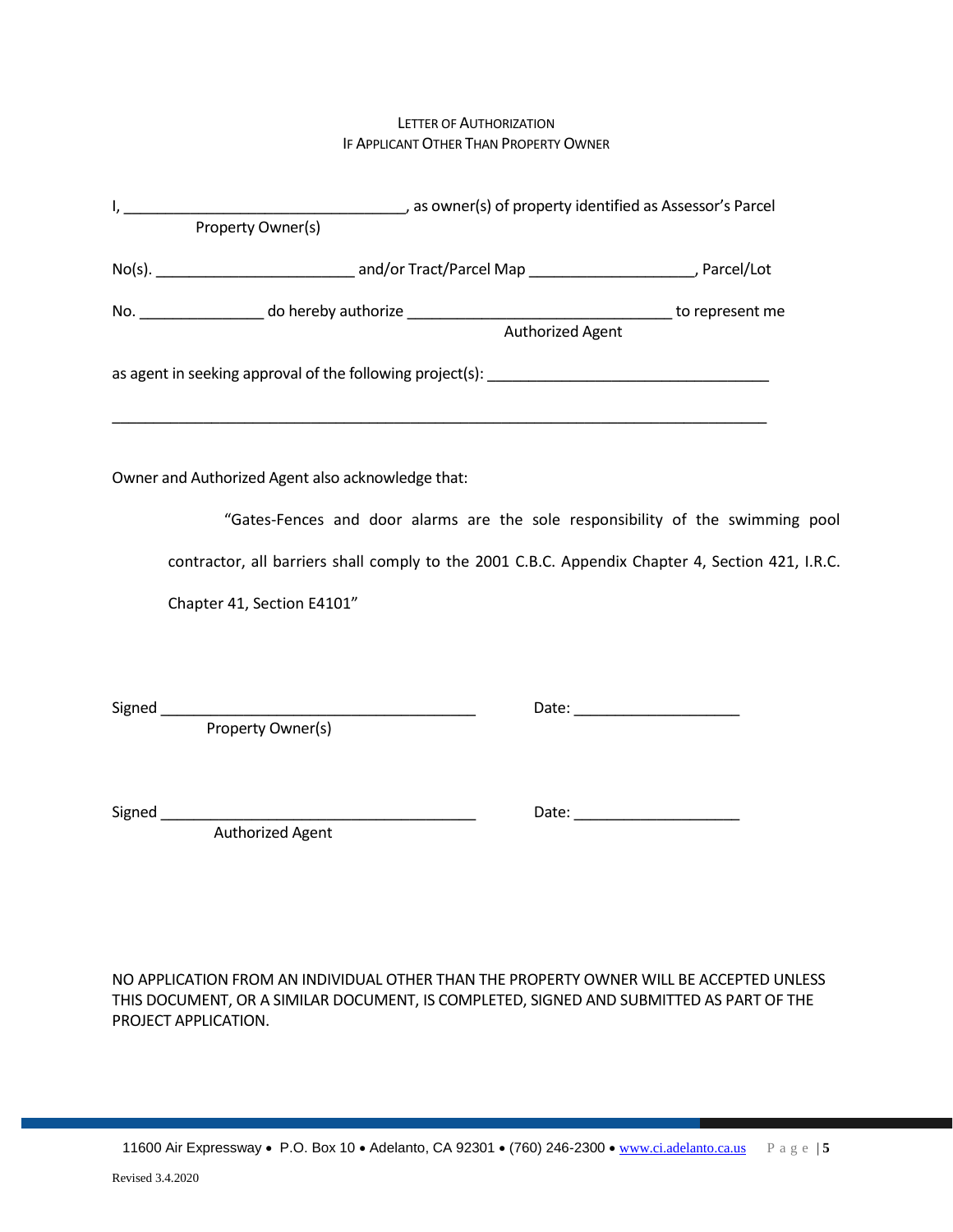## LETTER OF AUTHORIZATION
## IF APPLICANT OTHER THAN PROPERTY OWNER

I, __________________________________, as owner(s) of property identified as Assessor's Parcel
Property Owner(s)

No(s). ________________________ and/or Tract/Parcel Map ____________________, Parcel/Lot

No. _______________ do hereby authorize ________________________________ to represent me
Authorized Agent

as agent in seeking approval of the following project(s): __________________________________

________________________________________________________________________________

Owner and Authorized Agent also acknowledge that:

> "Gates-Fences and door alarms are the sole responsibility of the swimming pool contractor, all barriers shall comply to the 2001 C.B.C. Appendix Chapter 4, Section 421, I.R.C. Chapter 41, Section E4101"

Signed _______________________________________ Date: ____________________
Property Owner(s)

Signed _______________________________________ Date: ____________________
Authorized Agent

NO APPLICATION FROM AN INDIVIDUAL OTHER THAN THE PROPERTY OWNER WILL BE ACCEPTED UNLESS THIS DOCUMENT, OR A SIMILAR DOCUMENT, IS COMPLETED, SIGNED AND SUBMITTED AS PART OF THE PROJECT APPLICATION.

11600 Air Expressway • P.O. Box 10 • Adelanto, CA 92301 • (760) 246-2300 • www.ci.adelanto.ca.us

Revised 3.4.2020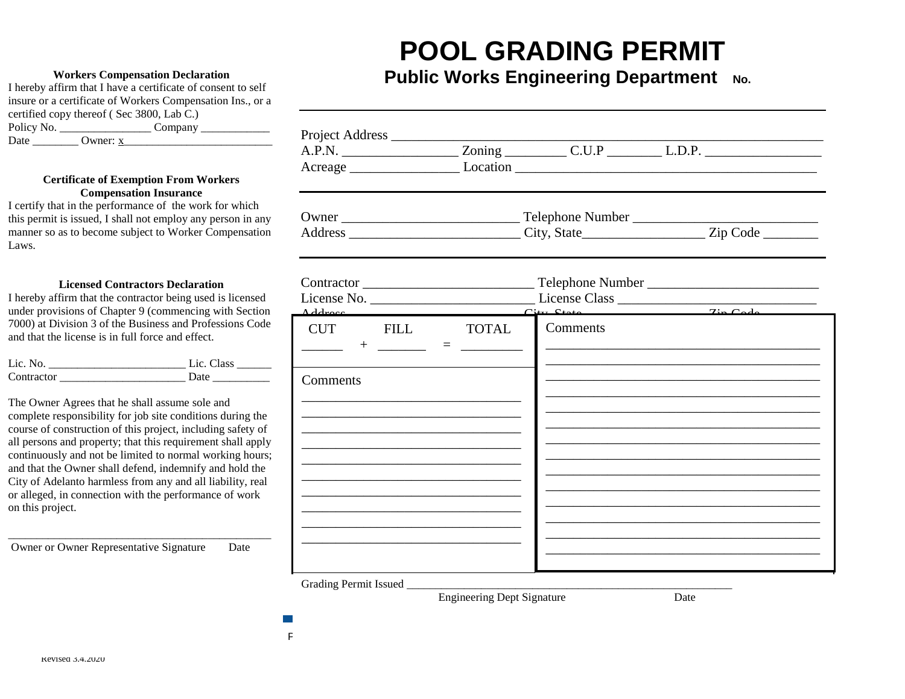# POOL GRADING PERMIT

## Public Works Engineering Department No.

**Workers Compensation Declaration**

I hereby affirm that I have a certificate of consent to self insure or a certificate of Workers Compensation Ins., or a certified copy thereof ( Sec 3800, Lab C.)

Policy No. ________________ Company ____________

Date ________ Owner: x__________________________

**Certificate of Exemption From Workers Compensation Insurance**

I certify that in the performance of the work for which this permit is issued, I shall not employ any person in any manner so as to become subject to Worker Compensation Laws.

**Licensed Contractors Declaration**

I hereby affirm that the contractor being used is licensed under provisions of Chapter 9 (commencing with Section 7000) at Division 3 of the Business and Professions Code and that the license is in full force and effect.

Lic. No. ________________________ Lic. Class ______

Contractor ______________________ Date __________

The Owner Agrees that he shall assume sole and complete responsibility for job site conditions during the course of construction of this project, including safety of all persons and property; that this requirement shall apply continuously and not be limited to normal working hours; and that the Owner shall defend, indemnify and hold the City of Adelanto harmless from any and all liability, real or alleged, in connection with the performance of work on this project.

_______________________________________________

Owner or Owner Representative Signature Date

---

Project Address ______________________________________________________________

A.P.N. ________________ Zoning _________ C.U.P ________ L.D.P. ________________

Acreage ________________ Location _____________________________________________

---

Owner __________________________ Telephone Number __________________________

Address _________________________ City, State_________________ Zip Code ________

---

Contractor _________________________ Telephone Number _________________________

License No. ________________________ License Class ____________________________

Address ____________________________ City, State ________________ Zip Code ________

| CUT | | FILL | | TOTAL |
|---|---|---|---|---|
| ______ | + | _______ | = | _________ |

Comments

_____________________________________

_____________________________________

_____________________________________

_____________________________________

_____________________________________

_____________________________________

_____________________________________

_____________________________________

_____________________________________

_____________________________________

Comments

_____________________________________________

_____________________________________________

_____________________________________________

_____________________________________________

_____________________________________________

_____________________________________________

_____________________________________________

_____________________________________________

_____________________________________________

_____________________________________________

_____________________________________________

_____________________________________________

_____________________________________________

_____________________________________________

_____________________________________________

Grading Permit Issued ________________________________________________________

Engineering Dept Signature Date

F

Revised 3.4.2020